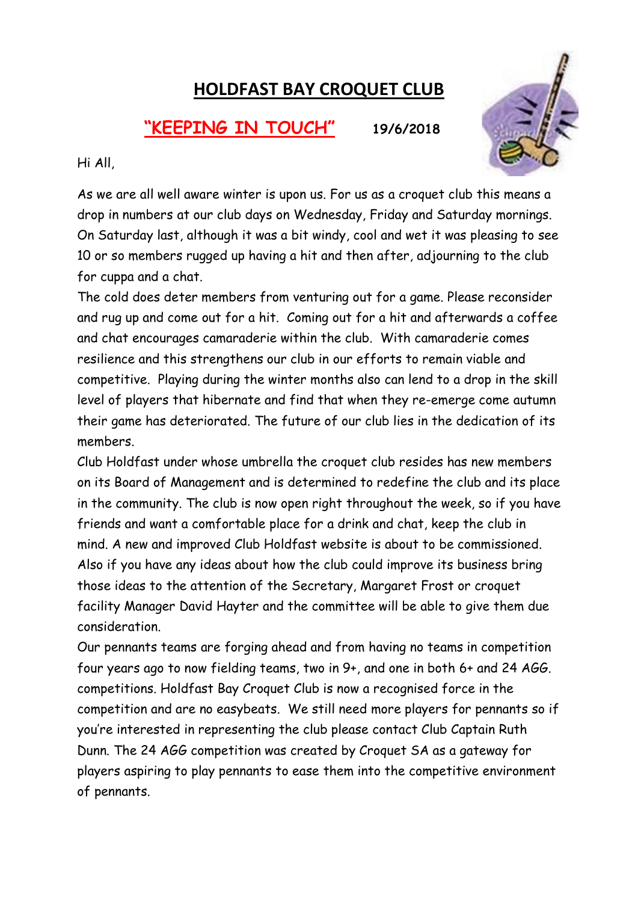# HOLDFAST BAY CROQUET CLUB

## "KEEPING IN TOUCH" 19/6/2018

Hi All,

As we are all well aware winter is upon us. For us as a croquet club this means a drop in numbers at our club days on Wednesday, Friday and Saturday mornings. On Saturday last, although it was a bit windy, cool and wet it was pleasing to see 10 or so members rugged up having a hit and then after, adjourning to the club for cuppa and a chat.

The cold does deter members from venturing out for a game. Please reconsider and rug up and come out for a hit. Coming out for a hit and afterwards a coffee and chat encourages camaraderie within the club. With camaraderie comes resilience and this strengthens our club in our efforts to remain viable and competitive. Playing during the winter months also can lend to a drop in the skill level of players that hibernate and find that when they re-emerge come autumn their game has deteriorated. The future of our club lies in the dedication of its members.

Club Holdfast under whose umbrella the croquet club resides has new members on its Board of Management and is determined to redefine the club and its place in the community. The club is now open right throughout the week, so if you have friends and want a comfortable place for a drink and chat, keep the club in mind. A new and improved Club Holdfast website is about to be commissioned. Also if you have any ideas about how the club could improve its business bring those ideas to the attention of the Secretary, Margaret Frost or croquet facility Manager David Hayter and the committee will be able to give them due consideration.

Our pennants teams are forging ahead and from having no teams in competition four years ago to now fielding teams, two in 9+, and one in both 6+ and 24 AGG. competitions. Holdfast Bay Croquet Club is now a recognised force in the competition and are no easybeats. We still need more players for pennants so if you're interested in representing the club please contact Club Captain Ruth Dunn. The 24 AGG competition was created by Croquet SA as a gateway for players aspiring to play pennants to ease them into the competitive environment of pennants.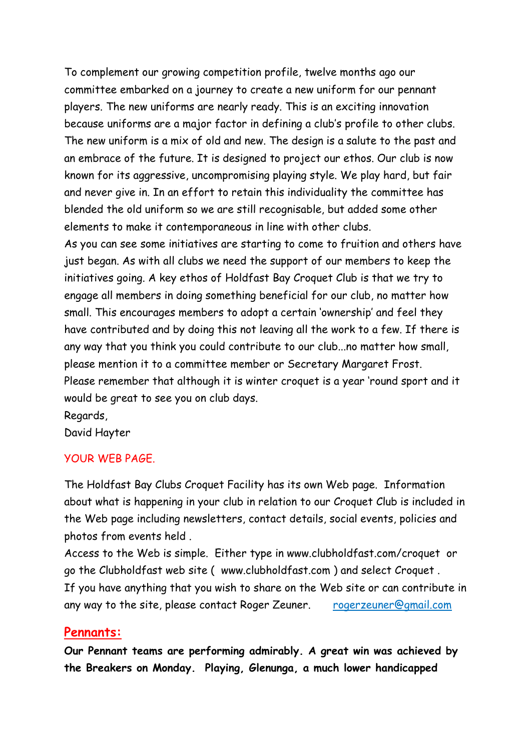To complement our growing competition profile, twelve months ago our committee embarked on a journey to create a new uniform for our pennant players. The new uniforms are nearly ready. This is an exciting innovation because uniforms are a major factor in defining a club's profile to other clubs. The new uniform is a mix of old and new. The design is a salute to the past and an embrace of the future. It is designed to project our ethos. Our club is now known for its aggressive, uncompromising playing style. We play hard, but fair and never give in. In an effort to retain this individuality the committee has blended the old uniform so we are still recognisable, but added some other elements to make it contemporaneous in line with other clubs.

As you can see some initiatives are starting to come to fruition and others have just began. As with all clubs we need the support of our members to keep the initiatives going. A key ethos of Holdfast Bay Croquet Club is that we try to engage all members in doing something beneficial for our club, no matter how small. This encourages members to adopt a certain 'ownership' and feel they have contributed and by doing this not leaving all the work to a few. If there is any way that you think you could contribute to our club...no matter how small, please mention it to a committee member or Secretary Margaret Frost.

Please remember that although it is winter croquet is a year 'round sport and it would be great to see you on club days.

Regards,

David Hayter

## YOUR WEB PAGE.

The Holdfast Bay Clubs Croquet Facility has its own Web page. Information about what is happening in your club in relation to our Croquet Club is included in the Web page including newsletters, contact details, social events, policies and photos from events held .

Access to the Web is simple. Either type in www.clubholdfast.com/croquet or go the Clubholdfast web site ( www.clubholdfast.com ) and select Croquet .

If you have anything that you wish to share on the Web site or can contribute in any way to the site, please contact Roger Zeuner. rogerzeuner@gmail.com

## Pennants:

**Our Pennant teams are performing admirably. A great win was achieved by the Breakers on Monday. Playing, Glenunga, a much lower handicapped**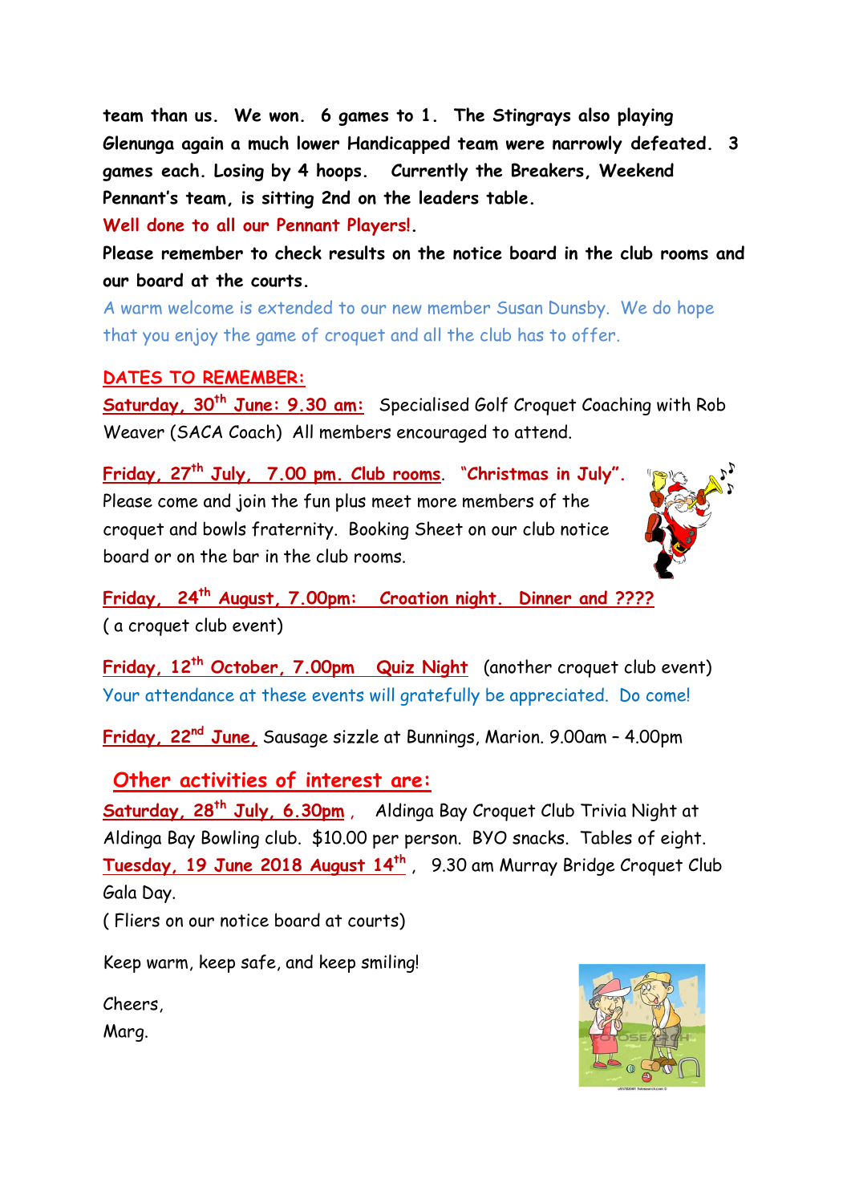**team than us. We won. 6 games to 1. The Stingrays also playing Glenunga again a much lower Handicapped team were narrowly defeated. 3 games each. Losing by 4 hoops. Currently the Breakers, Weekend Pennant's team, is sitting 2nd on the leaders table.**

**Well done to all our Pennant Players!.**

**Please remember to check results on the notice board in the club rooms and our board at the courts.**

A warm welcome is extended to our new member Susan Dunsby. We do hope that you enjoy the game of croquet and all the club has to offer.

## DATES TO REMEMBER:

**Saturday, 30th June: 9.30 am:** Specialised Golf Croquet Coaching with Rob Weaver (SACA Coach) All members encouraged to attend.

**Friday, 27th July, 7.00 pm. Club rooms**. **"Christmas in July".** Please come and join the fun plus meet more members of the croquet and bowls fraternity. Booking Sheet on our club notice board or on the bar in the club rooms.

**Friday, 24th August, 7.00pm: Croation night. Dinner and ????** ( a croquet club event)

**Friday, 12th October, 7.00pm Quiz Night** (another croquet club event)
Your attendance at these events will gratefully be appreciated. Do come!

**Friday, 22nd June,** Sausage sizzle at Bunnings, Marion. 9.00am – 4.00pm

## Other activities of interest are:

**Saturday, 28th July, 6.30pm** , Aldinga Bay Croquet Club Trivia Night at Aldinga Bay Bowling club. $10.00 per person. BYO snacks. Tables of eight.
**Tuesday, 19 June 2018 August 14th** , 9.30 am Murray Bridge Croquet Club Gala Day.
( Fliers on our notice board at courts)

Keep warm, keep safe, and keep smiling!

Cheers,
Marg.